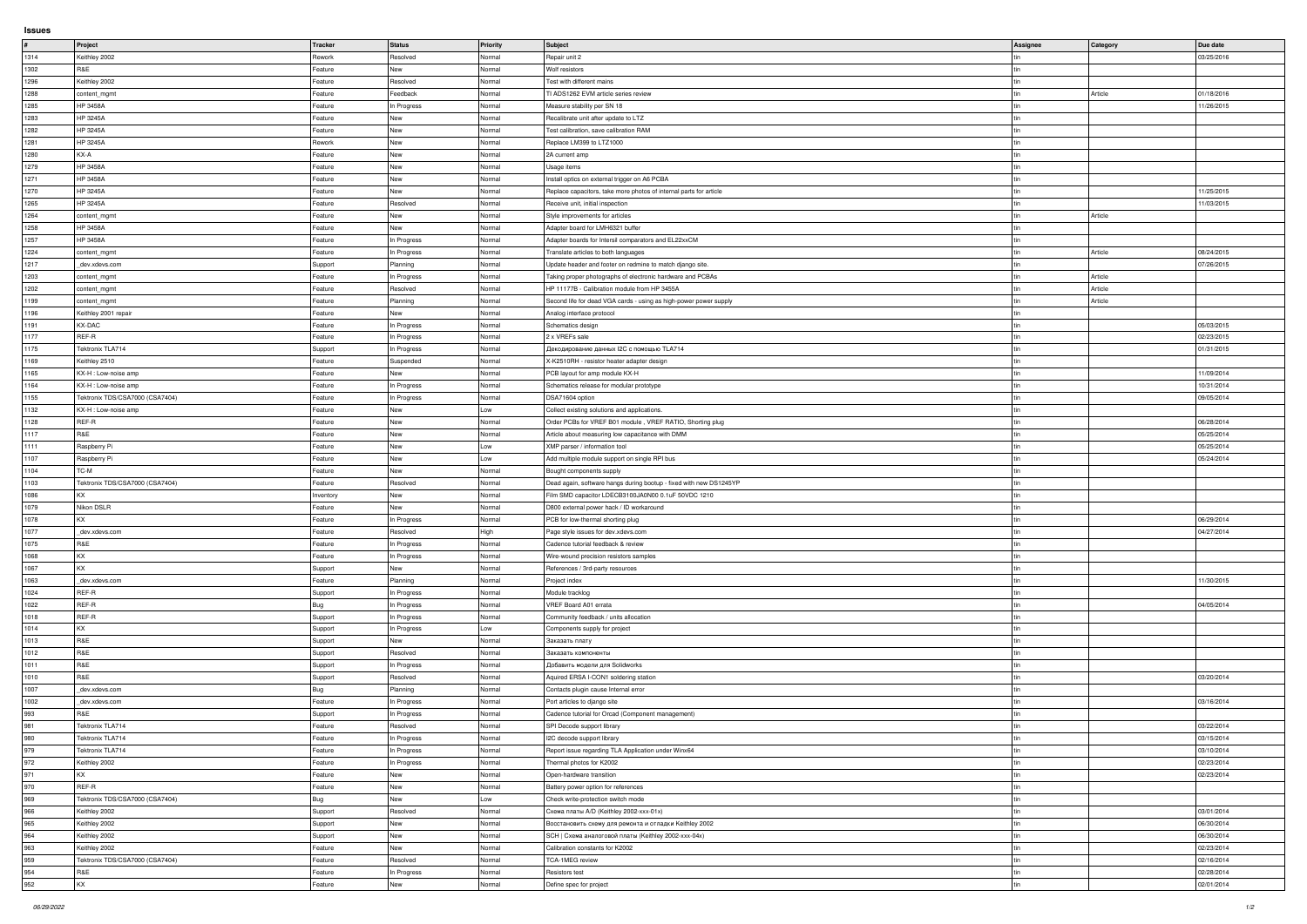# Issues

| # | Project | Tracker | Status | Priority | Subject | Assignee | Category | Due date |
|---|---|---|---|---|---|---|---|---|
| 1314 | Keithley 2002 | Rework | Resolved | Normal | Repair unit 2 | tin | | 03/25/2016 |
| 1302 | R&E | Feature | New | Normal | Wolf resistors | tin | | |
| 1296 | Keithley 2002 | Feature | Resolved | Normal | Test with different mains | tin | | |
| 1288 | content_mgmt | Feature | Feedback | Normal | TI ADS1262 EVM article series review | tin | Article | 01/18/2016 |
| 1285 | HP 3458A | Feature | In Progress | Normal | Measure stability per SN 18 | tin | | 11/26/2015 |
| 1283 | HP 3245A | Feature | New | Normal | Recalibrate unit after update to LTZ | tin | | |
| 1282 | HP 3245A | Feature | New | Normal | Test calibration, save calibration RAM | tin | | |
| 1281 | HP 3245A | Rework | New | Normal | Replace LM399 to LTZ1000 | tin | | |
| 1280 | KX-A | Feature | New | Normal | 2A current amp | tin | | |
| 1279 | HP 3458A | Feature | New | Normal | Usage items | tin | | |
| 1271 | HP 3458A | Feature | New | Normal | Install optics on external trigger on A6 PCBA | tin | | |
| 1270 | HP 3245A | Feature | New | Normal | Replace capacitors, take more photos of internal parts for article | tin | | 11/25/2015 |
| 1265 | HP 3245A | Feature | Resolved | Normal | Receive unit, initial inspection | tin | | 11/03/2015 |
| 1264 | content_mgmt | Feature | New | Normal | Style improvements for articles | tin | Article | |
| 1258 | HP 3458A | Feature | New | Normal | Adapter board for LMH6321 buffer | tin | | |
| 1257 | HP 3458A | Feature | In Progress | Normal | Adapter boards for Intersil comparators and EL22xxCM | tin | | |
| 1224 | content_mgmt | Feature | In Progress | Normal | Translate articles to both languages | tin | Article | 08/24/2015 |
| 1217 | _dev.xdevs.com | Support | Planning | Normal | Update header and footer on redmine to match django site. | tin | | 07/26/2015 |
| 1203 | content_mgmt | Feature | In Progress | Normal | Taking proper photographs of electronic hardware and PCBAs | tin | Article | |
| 1202 | content_mgmt | Feature | Resolved | Normal | HP 11177B - Calibration module from HP 3455A | tin | Article | |
| 1199 | content_mgmt | Feature | Planning | Normal | Second life for dead VGA cards - using as high-power power supply | tin | Article | |
| 1196 | Keithley 2001 repair | Feature | New | Normal | Analog interface protocol | tin | | |
| 1191 | KX-DAC | Feature | In Progress | Normal | Schematics design | tin | | 05/03/2015 |
| 1177 | REF-R | Feature | In Progress | Normal | 2 x VREFs sale | tin | | 02/23/2015 |
| 1175 | Tektronix TLA714 | Support | In Progress | Normal | Декодирование данных I2C с помощью TLA714 | tin | | 01/31/2015 |
| 1169 | Keithley 2510 | Feature | Suspended | Normal | X-K2510RH - resistor heater adapter design | tin | | |
| 1165 | KX-H : Low-noise amp | Feature | New | Normal | PCB layout for amp module KX-H | tin | | 11/09/2014 |
| 1164 | KX-H : Low-noise amp | Feature | In Progress | Normal | Schematics release for modular prototype | tin | | 10/31/2014 |
| 1155 | Tektronix TDS/CSA7000 (CSA7404) | Feature | In Progress | Normal | DSA71604 option | tin | | 09/05/2014 |
| 1132 | KX-H : Low-noise amp | Feature | New | Low | Collect existing solutions and applications. | tin | | |
| 1128 | REF-R | Feature | New | Normal | Order PCBs for VREF B01 module , VREF RATIO, Shorting plug | tin | | 06/28/2014 |
| 1117 | R&E | Feature | New | Normal | Article about measuring low capacitance with DMM | tin | | 05/25/2014 |
| 1111 | Raspberry Pi | Feature | New | Low | XMP parser / information tool | tin | | 05/25/2014 |
| 1107 | Raspberry Pi | Feature | New | Low | Add multiple module support on single RPI bus | tin | | 05/24/2014 |
| 1104 | TC-M | Feature | New | Normal | Bought components supply | tin | | |
| 1103 | Tektronix TDS/CSA7000 (CSA7404) | Feature | Resolved | Normal | Dead again, software hangs during bootup - fixed with new DS1245YP | tin | | |
| 1086 | KX | Inventory | New | Normal | Film SMD capacitor LDECB3100JA0N00 0.1uF 50VDC 1210 | tin | | |
| 1079 | Nikon DSLR | Feature | New | Normal | D800 external power hack / ID workaround | tin | | |
| 1078 | KX | Feature | In Progress | Normal | PCB for low-thermal shorting plug | tin | | 06/29/2014 |
| 1077 | _dev.xdevs.com | Feature | Resolved | High | Page style issues for dev.xdevs.com | tin | | 04/27/2014 |
| 1075 | R&E | Feature | In Progress | Normal | Cadence tutorial feedback & review | tin | | |
| 1068 | KX | Feature | In Progress | Normal | Wire-wound precision resistors samples | tin | | |
| 1067 | KX | Support | New | Normal | References / 3rd-party resources | tin | | |
| 1063 | _dev.xdevs.com | Feature | Planning | Normal | Project index | tin | | 11/30/2015 |
| 1024 | REF-R | Support | In Progress | Normal | Module tracklog | tin | | |
| 1022 | REF-R | Bug | In Progress | Normal | VREF Board A01 errata | tin | | 04/05/2014 |
| 1018 | REF-R | Support | In Progress | Normal | Community feedback / units allocation | tin | | |
| 1014 | KX | Support | In Progress | Low | Components supply for project | tin | | |
| 1013 | R&E | Support | New | Normal | Заказать плату | tin | | |
| 1012 | R&E | Support | Resolved | Normal | Заказать компоненты | tin | | |
| 1011 | R&E | Support | In Progress | Normal | Добавить модели для Solidworks | tin | | |
| 1010 | R&E | Support | Resolved | Normal | Aquired ERSA I-CON1 soldering station | tin | | 03/20/2014 |
| 1007 | _dev.xdevs.com | Bug | Planning | Normal | Contacts plugin cause Internal error | tin | | |
| 1002 | _dev.xdevs.com | Feature | In Progress | Normal | Port articles to django site | tin | | 03/16/2014 |
| 993 | R&E | Support | In Progress | Normal | Cadence tutorial for Orcad (Component management) | tin | | |
| 981 | Tektronix TLA714 | Feature | Resolved | Normal | SPI Decode support library | tin | | 03/22/2014 |
| 980 | Tektronix TLA714 | Feature | In Progress | Normal | I2C decode support library | tin | | 03/15/2014 |
| 979 | Tektronix TLA714 | Feature | In Progress | Normal | Report issue regarding TLA Application under Winx64 | tin | | 03/10/2014 |
| 972 | Keithley 2002 | Feature | In Progress | Normal | Thermal photos for K2002 | tin | | 02/23/2014 |
| 971 | KX | Feature | New | Normal | Open-hardware transition | tin | | 02/23/2014 |
| 970 | REF-R | Feature | New | Normal | Battery power option for references | tin | | |
| 969 | Tektronix TDS/CSA7000 (CSA7404) | Bug | New | Low | Check write-protection switch mode | tin | | |
| 966 | Keithley 2002 | Support | Resolved | Normal | Схема платы A/D (Keithley 2002-xxx-01x) | tin | | 03/01/2014 |
| 965 | Keithley 2002 | Support | New | Normal | Восстановить схему для ремонта и отладки Keithley 2002 | tin | | 06/30/2014 |
| 964 | Keithley 2002 | Support | New | Normal | SCH \| Схема аналоговой платы (Keithley 2002-xxx-04x) | tin | | 06/30/2014 |
| 963 | Keithley 2002 | Feature | New | Normal | Calibration constants for K2002 | tin | | 02/23/2014 |
| 959 | Tektronix TDS/CSA7000 (CSA7404) | Feature | Resolved | Normal | TCA-1MEG review | tin | | 02/16/2014 |
| 954 | R&E | Feature | In Progress | Normal | Resistors test | tin | | 02/28/2014 |
| 952 | KX | Feature | New | Normal | Define spec for project | tin | | 02/01/2014 |

06/29/2022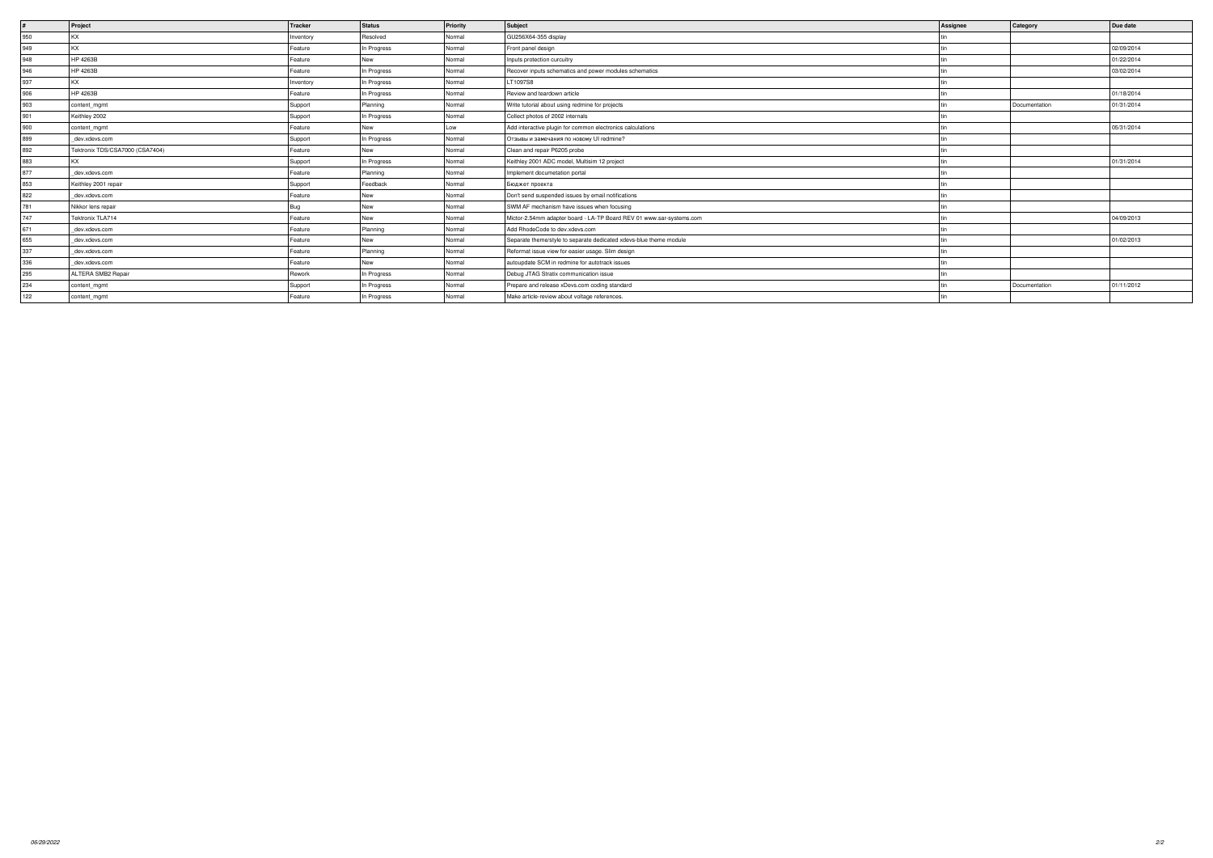| # | Project | Tracker | Status | Priority | Subject | Assignee | Category | Due date |
|---|---|---|---|---|---|---|---|---|
| 950 | KX | Inventory | Resolved | Normal | GU256X64-355 display | tin | | |
| 949 | KX | Feature | In Progress | Normal | Front panel design | tin | | 02/09/2014 |
| 948 | HP 4263B | Feature | New | Normal | Inputs protection curcuitry | tin | | 01/22/2014 |
| 946 | HP 4263B | Feature | In Progress | Normal | Recover inputs schematics and power modules schematics | tin | | 03/02/2014 |
| 937 | KX | Inventory | In Progress | Normal | LT1097S8 | tin | | |
| 906 | HP 4263B | Feature | In Progress | Normal | Review and teardown article | tin | | 01/18/2014 |
| 903 | content_mgmt | Support | Planning | Normal | Write tutorial about using redmine for projects | tin | Documentation | 01/31/2014 |
| 901 | Keithley 2002 | Support | In Progress | Normal | Collect photos of 2002 internals | tin | | |
| 900 | content_mgmt | Feature | New | Low | Add interactive plugin for common electronics calculations | tin | | 05/31/2014 |
| 899 | _dev.xdevs.com | Support | In Progress | Normal | Отзывы и замечания по новому UI redmine? | tin | | |
| 892 | Tektronix TDS/CSA7000 (CSA7404) | Feature | New | Normal | Clean and repair P6205 probe | tin | | |
| 883 | KX | Support | In Progress | Normal | Keithley 2001 ADC model, Multisim 12 project | tin | | 01/31/2014 |
| 877 | _dev.xdevs.com | Feature | Planning | Normal | Implement documetation portal | tin | | |
| 853 | Keithley 2001 repair | Support | Feedback | Normal | Бюджет проекта | tin | | |
| 822 | _dev.xdevs.com | Feature | New | Normal | Don't send suspended issues by email notifications | tin | | |
| 781 | Nikkor lens repair | Bug | New | Normal | SWM AF mechanism have issues when focusing | tin | | |
| 747 | Tektronix TLA714 | Feature | New | Normal | Mictor-2.54mm adapter board - LA-TP Board REV 01 www.sar-systems.com | tin | | 04/09/2013 |
| 671 | _dev.xdevs.com | Feature | Planning | Normal | Add RhodeCode to dev.xdevs.com | tin | | |
| 655 | _dev.xdevs.com | Feature | New | Normal | Separate theme/style to separate dedicated xdevs-blue theme module | tin | | 01/02/2013 |
| 337 | _dev.xdevs.com | Feature | Planning | Normal | Reformat issue view for easier usage. Slim design | tin | | |
| 336 | _dev.xdevs.com | Feature | New | Normal | autoupdate SCM in redmine for autotrack issues | tin | | |
| 295 | ALTERA SMB2 Repair | Rework | In Progress | Normal | Debug JTAG Stratix communication issue | tin | | |
| 234 | content_mgmt | Support | In Progress | Normal | Prepare and release xDevs.com coding standard | tin | Documentation | 01/11/2012 |
| 122 | content_mgmt | Feature | In Progress | Normal | Make article-review about voltage references. | tin | | |